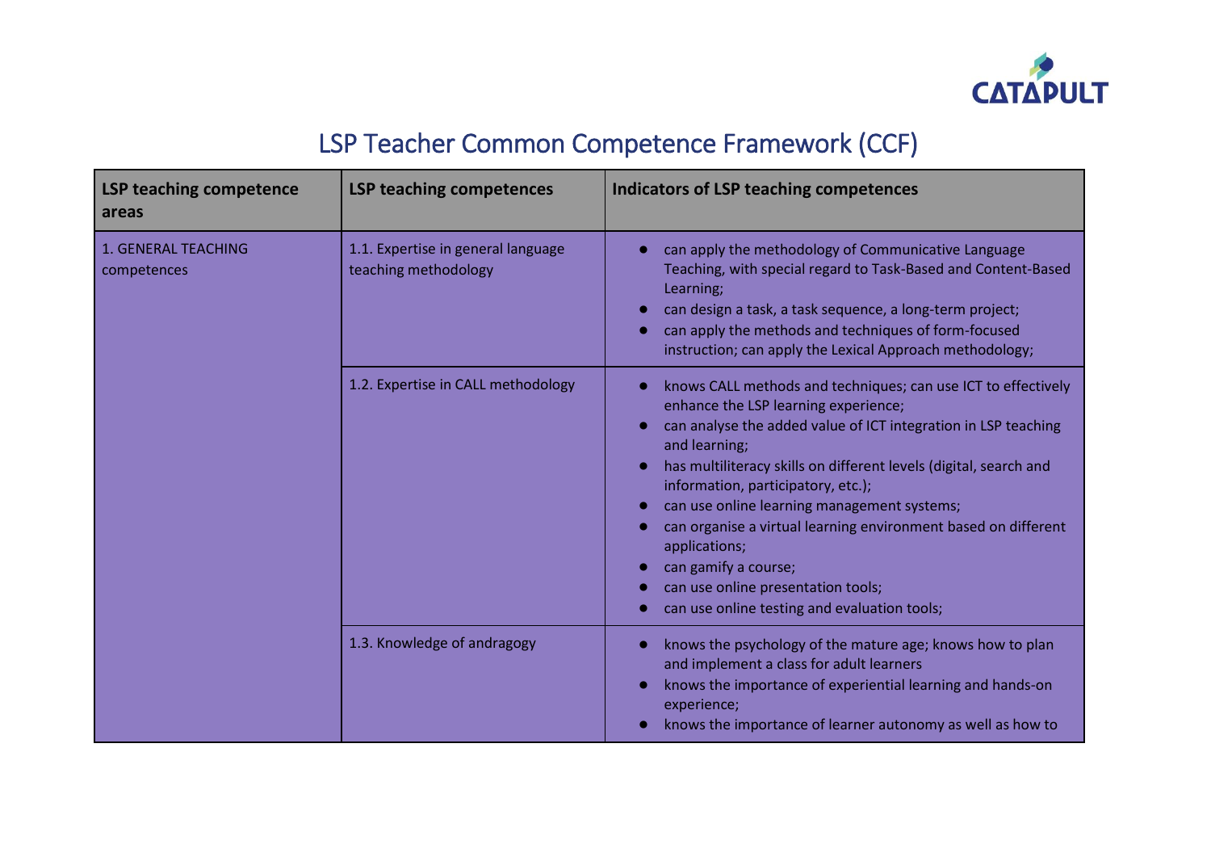# LSP Teacher Common Competence Framework (CCF)

| LSP teaching competence areas | LSP teaching competences | Indicators of LSP teaching competences |
|---|---|---|
| 1. GENERAL TEACHING competences | 1.1. Expertise in general language teaching methodology | ● can apply the methodology of Communicative Language Teaching, with special regard to Task-Based and Content-Based Learning;<br>● can design a task, a task sequence, a long-term project;<br>● can apply the methods and techniques of form-focused instruction; can apply the Lexical Approach methodology; |
| | 1.2. Expertise in CALL methodology | ● knows CALL methods and techniques; can use ICT to effectively enhance the LSP learning experience;<br>● can analyse the added value of ICT integration in LSP teaching and learning;<br>● has multiliteracy skills on different levels (digital, search and information, participatory, etc.);<br>● can use online learning management systems;<br>● can organise a virtual learning environment based on different applications;<br>● can gamify a course;<br>● can use online presentation tools;<br>● can use online testing and evaluation tools; |
| | 1.3. Knowledge of andragogy | ● knows the psychology of the mature age; knows how to plan and implement a class for adult learners<br>● knows the importance of experiential learning and hands-on experience;<br>● knows the importance of learner autonomy as well as how to |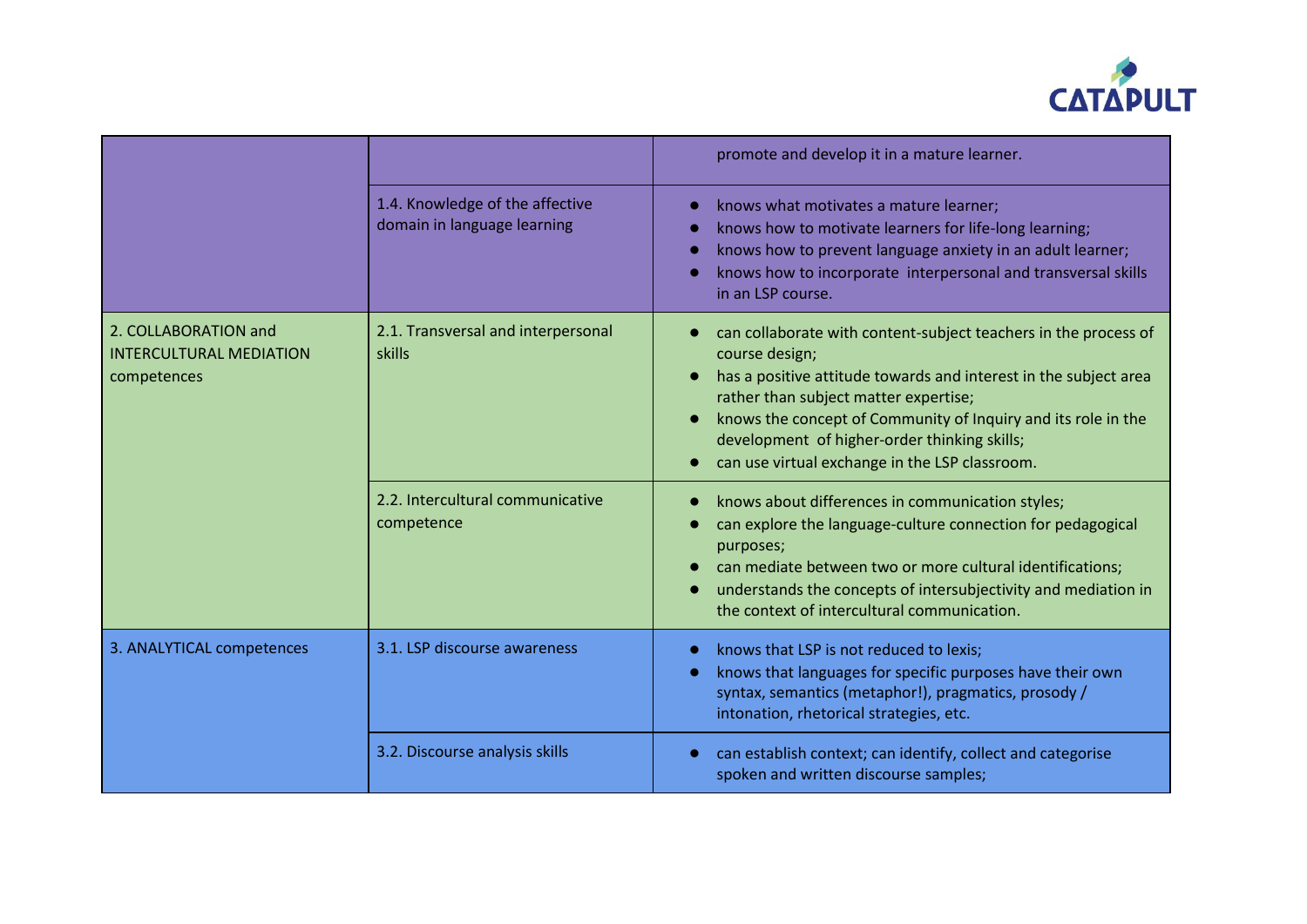| | | |
|---|---|---|
| | | promote and develop it in a mature learner. |
| | 1.4. Knowledge of the affective domain in language learning | ● knows what motivates a mature learner;<br>● knows how to motivate learners for life-long learning;<br>● knows how to prevent language anxiety in an adult learner;<br>● knows how to incorporate interpersonal and transversal skills in an LSP course. |
| 2. COLLABORATION and INTERCULTURAL MEDIATION competences | 2.1. Transversal and interpersonal skills | ● can collaborate with content-subject teachers in the process of course design;<br>● has a positive attitude towards and interest in the subject area rather than subject matter expertise;<br>● knows the concept of Community of Inquiry and its role in the development of higher-order thinking skills;<br>● can use virtual exchange in the LSP classroom. |
| | 2.2. Intercultural communicative competence | ● knows about differences in communication styles;<br>● can explore the language-culture connection for pedagogical purposes;<br>● can mediate between two or more cultural identifications;<br>● understands the concepts of intersubjectivity and mediation in the context of intercultural communication. |
| 3. ANALYTICAL competences | 3.1. LSP discourse awareness | ● knows that LSP is not reduced to lexis;<br>● knows that languages for specific purposes have their own syntax, semantics (metaphor!), pragmatics, prosody / intonation, rhetorical strategies, etc. |
| | 3.2. Discourse analysis skills | ● can establish context; can identify, collect and categorise spoken and written discourse samples; |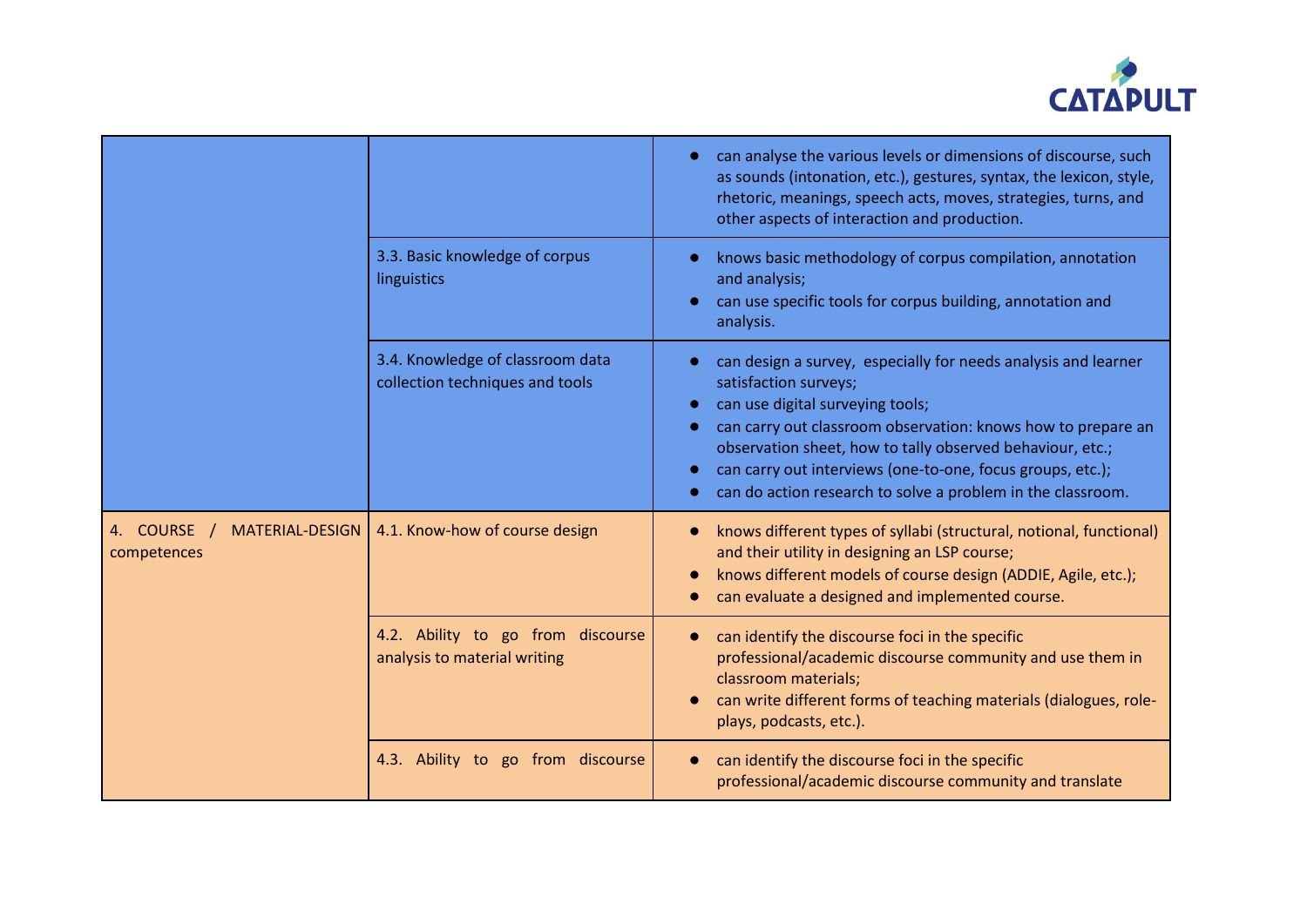| | | |
|---|---|---|
| | | • can analyse the various levels or dimensions of discourse, such as sounds (intonation, etc.), gestures, syntax, the lexicon, style, rhetoric, meanings, speech acts, moves, strategies, turns, and other aspects of interaction and production. |
| | 3.3. Basic knowledge of corpus linguistics | • knows basic methodology of corpus compilation, annotation and analysis;<br>• can use specific tools for corpus building, annotation and analysis. |
| | 3.4. Knowledge of classroom data collection techniques and tools | • can design a survey, especially for needs analysis and learner satisfaction surveys;<br>• can use digital surveying tools;<br>• can carry out classroom observation: knows how to prepare an observation sheet, how to tally observed behaviour, etc.;<br>• can carry out interviews (one-to-one, focus groups, etc.);<br>• can do action research to solve a problem in the classroom. |
| 4. COURSE / MATERIAL-DESIGN competences | 4.1. Know-how of course design | • knows different types of syllabi (structural, notional, functional) and their utility in designing an LSP course;<br>• knows different models of course design (ADDIE, Agile, etc.);<br>• can evaluate a designed and implemented course. |
| | 4.2. Ability to go from discourse analysis to material writing | • can identify the discourse foci in the specific professional/academic discourse community and use them in classroom materials;<br>• can write different forms of teaching materials (dialogues, role-plays, podcasts, etc.). |
| | 4.3. Ability to go from discourse | • can identify the discourse foci in the specific professional/academic discourse community and translate |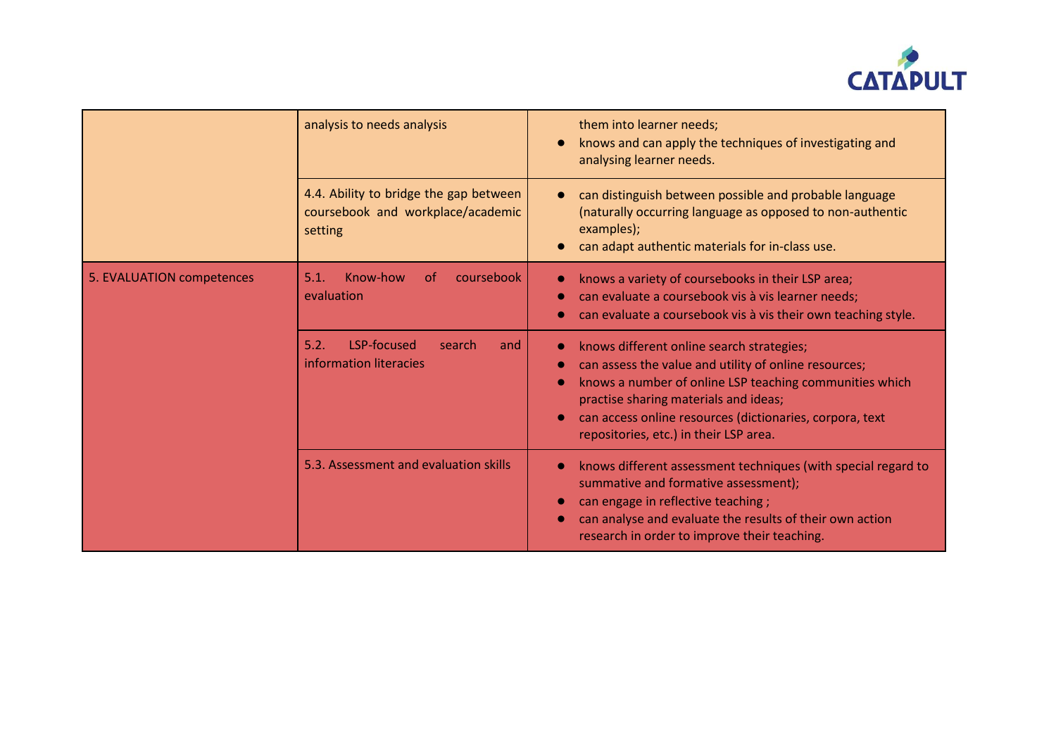| | | |
|---|---|---|
| | analysis to needs analysis | them into learner needs;<br>● knows and can apply the techniques of investigating and analysing learner needs. |
| | 4.4. Ability to bridge the gap between coursebook and workplace/academic setting | ● can distinguish between possible and probable language (naturally occurring language as opposed to non-authentic examples);<br>● can adapt authentic materials for in-class use. |
| 5. EVALUATION competences | 5.1. Know-how of coursebook evaluation | ● knows a variety of coursebooks in their LSP area;<br>● can evaluate a coursebook vis à vis learner needs;<br>● can evaluate a coursebook vis à vis their own teaching style. |
| | 5.2. LSP-focused search and information literacies | ● knows different online search strategies;<br>● can assess the value and utility of online resources;<br>● knows a number of online LSP teaching communities which practise sharing materials and ideas;<br>● can access online resources (dictionaries, corpora, text repositories, etc.) in their LSP area. |
| | 5.3. Assessment and evaluation skills | ● knows different assessment techniques (with special regard to summative and formative assessment);<br>● can engage in reflective teaching ;<br>● can analyse and evaluate the results of their own action research in order to improve their teaching. |